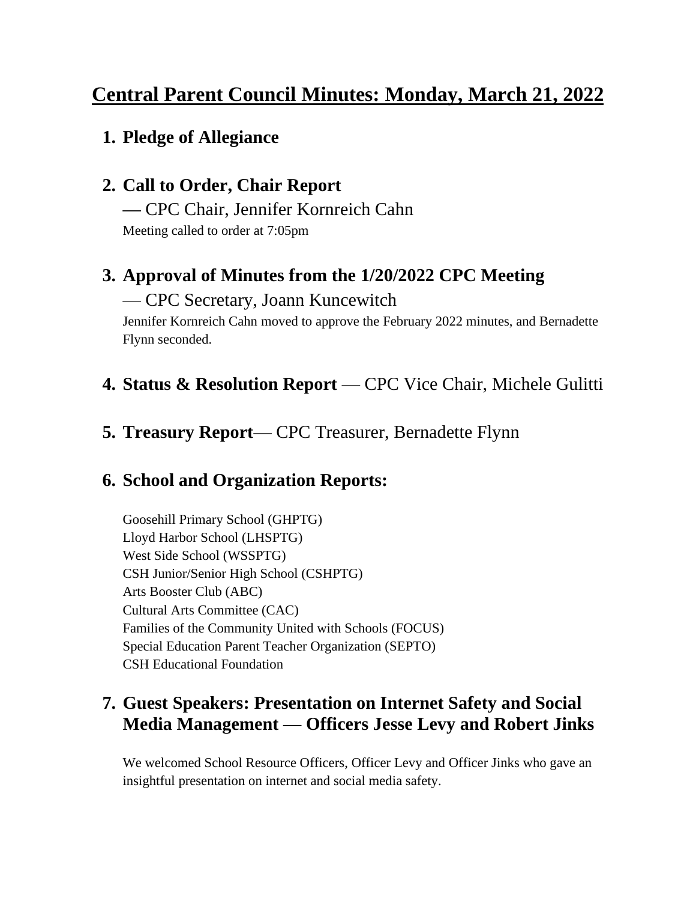# Central Parent Council Minutes: Monday, March 21, 2022

1. **Pledge of Allegiance**

2. **Call to Order, Chair Report**
   — CPC Chair, Jennifer Kornreich Cahn
   Meeting called to order at 7:05pm

3. **Approval of Minutes from the 1/20/2022 CPC Meeting**
   — CPC Secretary, Joann Kuncewitch
   Jennifer Kornreich Cahn moved to approve the February 2022 minutes, and Bernadette Flynn seconded.

4. **Status & Resolution Report** — CPC Vice Chair, Michele Gulitti

5. **Treasury Report**— CPC Treasurer, Bernadette Flynn

6. **School and Organization Reports:**

   Goosehill Primary School (GHPTG)
   Lloyd Harbor School (LHSPTG)
   West Side School (WSSPTG)
   CSH Junior/Senior High School (CSHPTG)
   Arts Booster Club (ABC)
   Cultural Arts Committee (CAC)
   Families of the Community United with Schools (FOCUS)
   Special Education Parent Teacher Organization (SEPTO)
   CSH Educational Foundation

7. **Guest Speakers: Presentation on Internet Safety and Social Media Management — Officers Jesse Levy and Robert Jinks**

   We welcomed School Resource Officers, Officer Levy and Officer Jinks who gave an insightful presentation on internet and social media safety.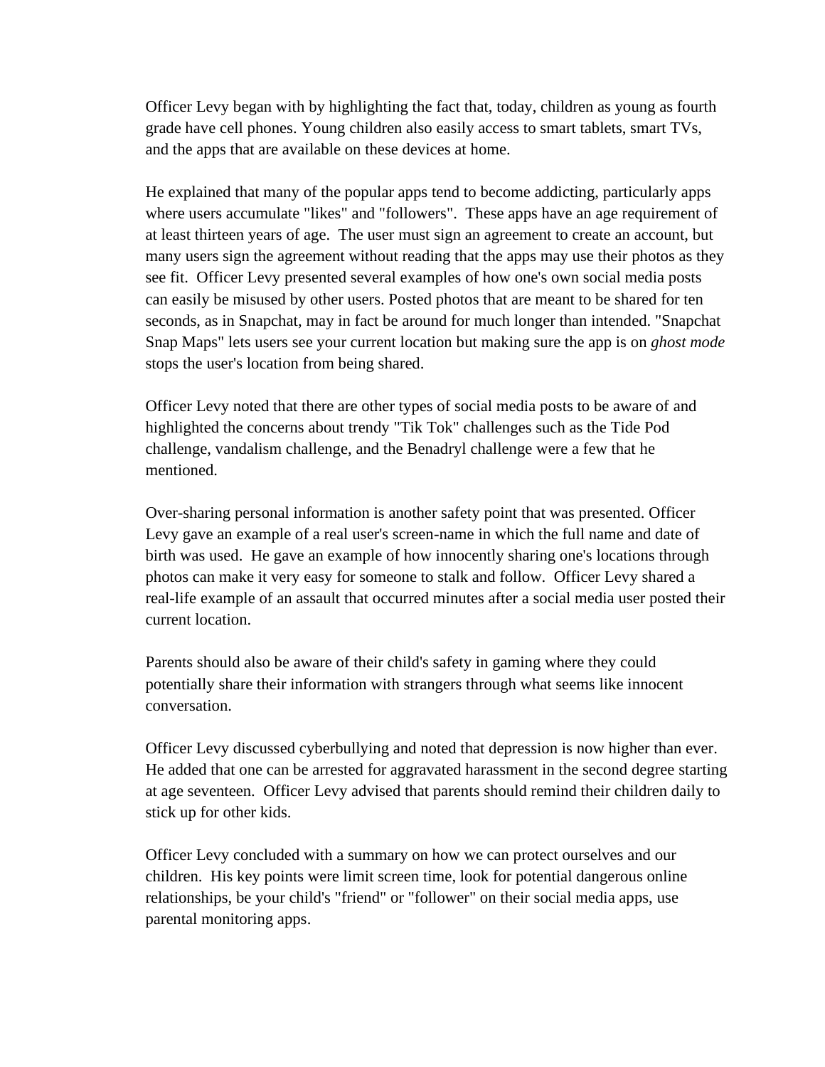Officer Levy began with by highlighting the fact that, today, children as young as fourth grade have cell phones. Young children also easily access to smart tablets, smart TVs, and the apps that are available on these devices at home.

He explained that many of the popular apps tend to become addicting, particularly apps where users accumulate "likes" and "followers". These apps have an age requirement of at least thirteen years of age. The user must sign an agreement to create an account, but many users sign the agreement without reading that the apps may use their photos as they see fit. Officer Levy presented several examples of how one's own social media posts can easily be misused by other users. Posted photos that are meant to be shared for ten seconds, as in Snapchat, may in fact be around for much longer than intended. "Snapchat Snap Maps" lets users see your current location but making sure the app is on *ghost mode* stops the user's location from being shared.

Officer Levy noted that there are other types of social media posts to be aware of and highlighted the concerns about trendy "Tik Tok" challenges such as the Tide Pod challenge, vandalism challenge, and the Benadryl challenge were a few that he mentioned.

Over-sharing personal information is another safety point that was presented. Officer Levy gave an example of a real user's screen-name in which the full name and date of birth was used. He gave an example of how innocently sharing one's locations through photos can make it very easy for someone to stalk and follow. Officer Levy shared a real-life example of an assault that occurred minutes after a social media user posted their current location.

Parents should also be aware of their child's safety in gaming where they could potentially share their information with strangers through what seems like innocent conversation.

Officer Levy discussed cyberbullying and noted that depression is now higher than ever. He added that one can be arrested for aggravated harassment in the second degree starting at age seventeen. Officer Levy advised that parents should remind their children daily to stick up for other kids.

Officer Levy concluded with a summary on how we can protect ourselves and our children. His key points were limit screen time, look for potential dangerous online relationships, be your child's "friend" or "follower" on their social media apps, use parental monitoring apps.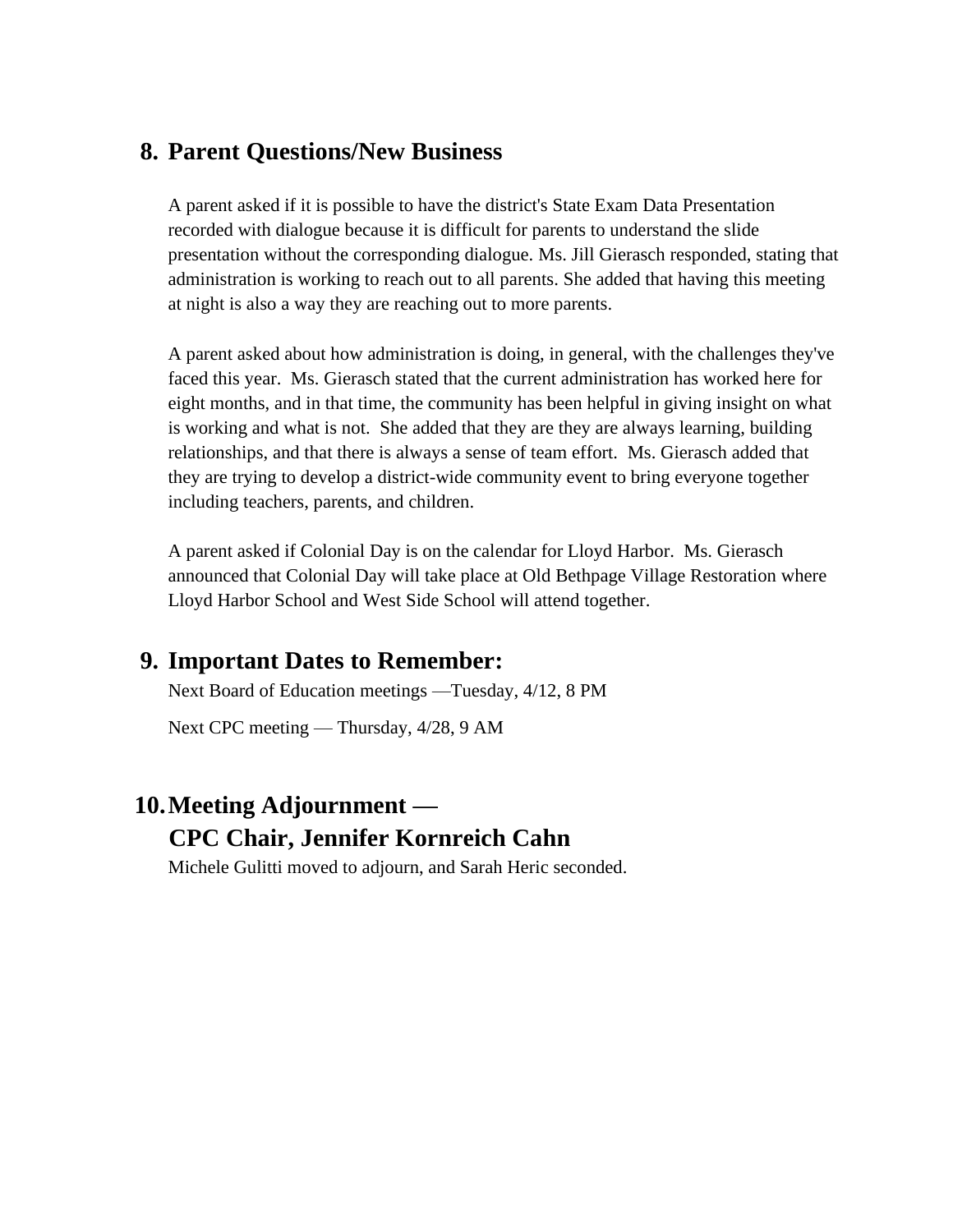## 8. Parent Questions/New Business

A parent asked if it is possible to have the district's State Exam Data Presentation recorded with dialogue because it is difficult for parents to understand the slide presentation without the corresponding dialogue. Ms. Jill Gierasch responded, stating that administration is working to reach out to all parents. She added that having this meeting at night is also a way they are reaching out to more parents.

A parent asked about how administration is doing, in general, with the challenges they've faced this year. Ms. Gierasch stated that the current administration has worked here for eight months, and in that time, the community has been helpful in giving insight on what is working and what is not. She added that they are they are always learning, building relationships, and that there is always a sense of team effort. Ms. Gierasch added that they are trying to develop a district-wide community event to bring everyone together including teachers, parents, and children.

A parent asked if Colonial Day is on the calendar for Lloyd Harbor. Ms. Gierasch announced that Colonial Day will take place at Old Bethpage Village Restoration where Lloyd Harbor School and West Side School will attend together.

## 9. Important Dates to Remember:

Next Board of Education meetings —Tuesday, 4/12, 8 PM

Next CPC meeting — Thursday, 4/28, 9 AM

## 10. Meeting Adjournment — CPC Chair, Jennifer Kornreich Cahn

Michele Gulitti moved to adjourn, and Sarah Heric seconded.